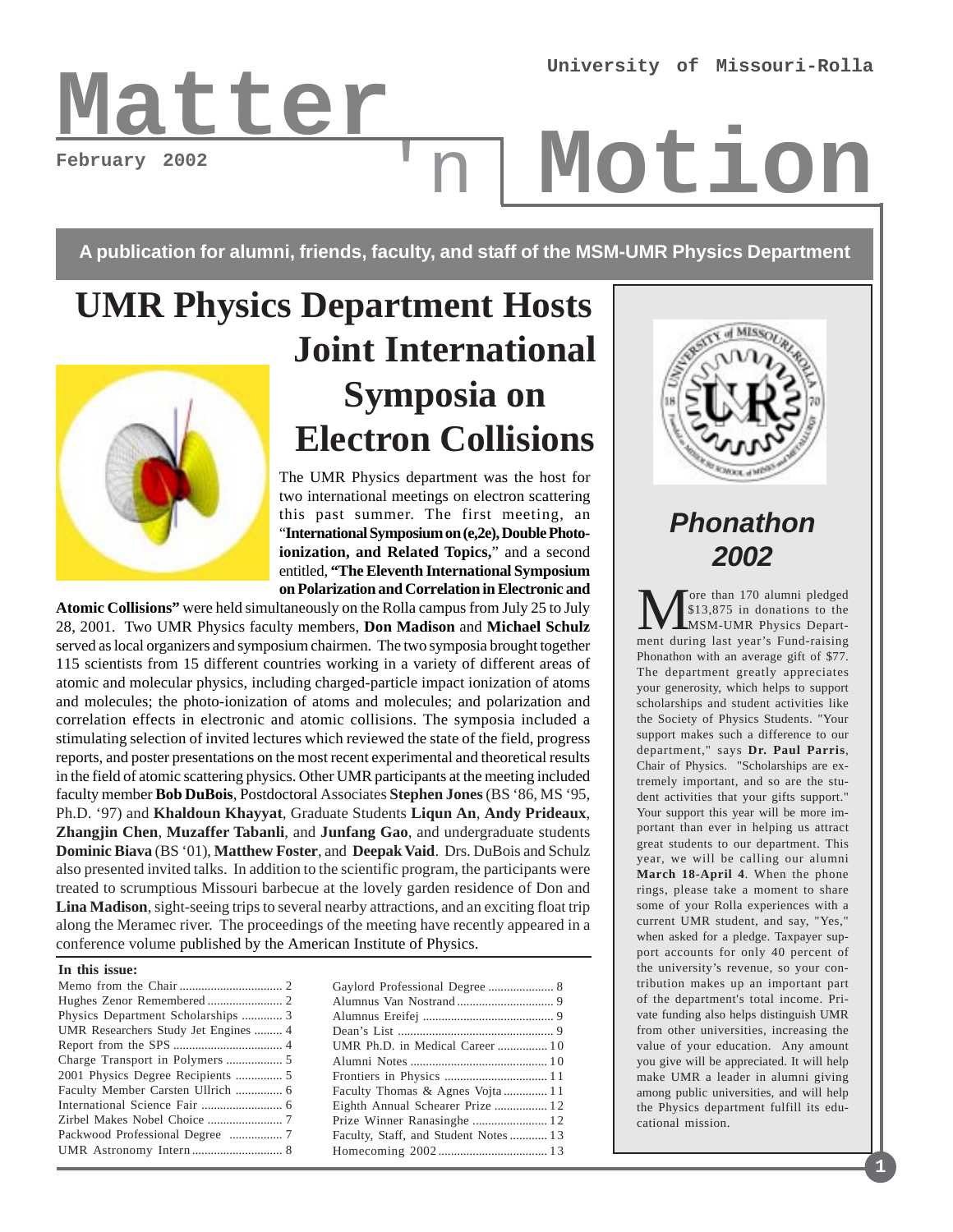University of Missouri-Rolla

# Matter 'n Motion

February 2002

**A publication for alumni, friends, faculty, and staff of the MSM-UMR Physics Department**

## UMR Physics Department Hosts Joint International Symposia on Electron Collisions

The UMR Physics department was the host for two international meetings on electron scattering this past summer. The first meeting, an "**International Symposium on (e,2e), Double Photo-ionization, and Related Topics,**" and a second entitled, **"The Eleventh International Symposium on Polarization and Correlation in Electronic and Atomic Collisions"** were held simultaneously on the Rolla campus from July 25 to July 28, 2001. Two UMR Physics faculty members, **Don Madison** and **Michael Schulz** served as local organizers and symposium chairmen. The two symposia brought together 115 scientists from 15 different countries working in a variety of different areas of atomic and molecular physics, including charged-particle impact ionization of atoms and molecules; the photo-ionization of atoms and molecules; and polarization and correlation effects in electronic and atomic collisions. The symposia included a stimulating selection of invited lectures which reviewed the state of the field, progress reports, and poster presentations on the most recent experimental and theoretical results in the field of atomic scattering physics. Other UMR participants at the meeting included faculty member **Bob DuBois**, Postdoctoral Associates **Stephen Jones** (BS '86, MS '95, Ph.D. '97) and **Khaldoun Khayyat**, Graduate Students **Liqun An**, **Andy Prideaux**, **Zhangjin Chen**, **Muzaffer Tabanli**, and **Junfang Gao**, and undergraduate students **Dominic Biava** (BS '01), **Matthew Foster**, and **Deepak Vaid**. Drs. DuBois and Schulz also presented invited talks. In addition to the scientific program, the participants were treated to scrumptious Missouri barbecue at the lovely garden residence of Don and **Lina Madison**, sight-seeing trips to several nearby attractions, and an exciting float trip along the Meramec river. The proceedings of the meeting have recently appeared in a conference volume published by the American Institute of Physics.

**In this issue:**

- Memo from the Chair ... 2
- Hughes Zenor Remembered ... 2
- Physics Department Scholarships ... 3
- UMR Researchers Study Jet Engines ... 4
- Report from the SPS ... 4
- Charge Transport in Polymers ... 5
- 2001 Physics Degree Recipients ... 5
- Faculty Member Carsten Ullrich ... 6
- International Science Fair ... 6
- Zirbel Makes Nobel Choice ... 7
- Packwood Professional Degree ... 7
- UMR Astronomy Intern ... 8
- Gaylord Professional Degree ... 8
- Alumnus Van Nostrand ... 9
- Alumnus Ereifej ... 9
- Dean's List ... 9
- UMR Ph.D. in Medical Career ... 10
- Alumni Notes ... 10
- Frontiers in Physics ... 11
- Faculty Thomas & Agnes Vojta ... 11
- Eighth Annual Schearer Prize ... 12
- Prize Winner Ranasinghe ... 12
- Faculty, Staff, and Student Notes ... 13
- Homecoming 2002 ... 13

## *Phonathon 2002*

More than 170 alumni pledged $13,875 in donations to the MSM-UMR Physics Department during last year's Fund-raising Phonathon with an average gift of $77. The department greatly appreciates your generosity, which helps to support scholarships and student activities like the Society of Physics Students. "Your support makes such a difference to our department," says **Dr. Paul Parris**, Chair of Physics. "Scholarships are extremely important, and so are the student activities that your gifts support." Your support this year will be more important than ever in helping us attract great students to our department. This year, we will be calling our alumni **March 18-April 4**. When the phone rings, please take a moment to share some of your Rolla experiences with a current UMR student, and say, "Yes," when asked for a pledge. Taxpayer support accounts for only 40 percent of the university's revenue, so your contribution makes up an important part of the department's total income. Private funding also helps distinguish UMR from other universities, increasing the value of your education. Any amount you give will be appreciated. It will help make UMR a leader in alumni giving among public universities, and will help the Physics department fulfill its educational mission.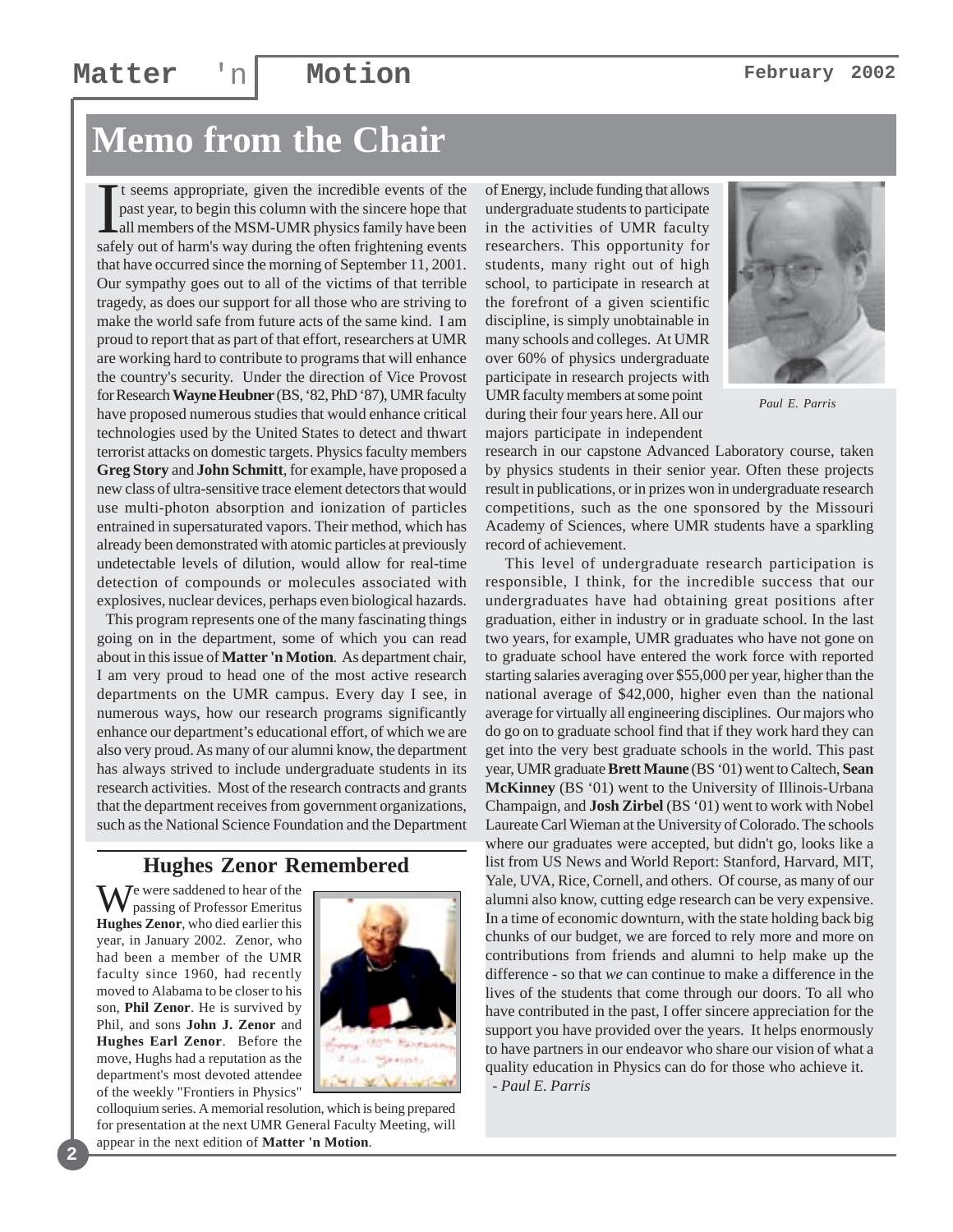# Memo from the Chair

It seems appropriate, given the incredible events of the past year, to begin this column with the sincere hope that all members of the MSM-UMR physics family have been safely out of harm's way during the often frightening events that have occurred since the morning of September 11, 2001. Our sympathy goes out to all of the victims of that terrible tragedy, as does our support for all those who are striving to make the world safe from future acts of the same kind. I am proud to report that as part of that effort, researchers at UMR are working hard to contribute to programs that will enhance the country's security. Under the direction of Vice Provost for Research **Wayne Heubner** (BS, '82, PhD '87), UMR faculty have proposed numerous studies that would enhance critical technologies used by the United States to detect and thwart terrorist attacks on domestic targets. Physics faculty members **Greg Story** and **John Schmitt**, for example, have proposed a new class of ultra-sensitive trace element detectors that would use multi-photon absorption and ionization of particles entrained in supersaturated vapors. Their method, which has already been demonstrated with atomic particles at previously undetectable levels of dilution, would allow for real-time detection of compounds or molecules associated with explosives, nuclear devices, perhaps even biological hazards.

This program represents one of the many fascinating things going on in the department, some of which you can read about in this issue of **Matter 'n Motion**. As department chair, I am very proud to head one of the most active research departments on the UMR campus. Every day I see, in numerous ways, how our research programs significantly enhance our department's educational effort, of which we are also very proud. As many of our alumni know, the department has always strived to include undergraduate students in its research activities. Most of the research contracts and grants that the department receives from government organizations, such as the National Science Foundation and the Department of Energy, include funding that allows undergraduate students to participate in the activities of UMR faculty researchers. This opportunity for students, many right out of high school, to participate in research at the forefront of a given scientific discipline, is simply unobtainable in many schools and colleges. At UMR over 60% of physics undergraduate participate in research projects with UMR faculty members at some point during their four years here. All our majors participate in independent research in our capstone Advanced Laboratory course, taken by physics students in their senior year. Often these projects result in publications, or in prizes won in undergraduate research competitions, such as the one sponsored by the Missouri Academy of Sciences, where UMR students have a sparkling record of achievement.

*Paul E. Parris*

This level of undergraduate research participation is responsible, I think, for the incredible success that our undergraduates have had obtaining great positions after graduation, either in industry or in graduate school. In the last two years, for example, UMR graduates who have not gone on to graduate school have entered the work force with reported starting salaries averaging over $55,000 per year, higher than the national average of $42,000, higher even than the national average for virtually all engineering disciplines. Our majors who do go on to graduate school find that if they work hard they can get into the very best graduate schools in the world. This past year, UMR graduate **Brett Maune** (BS '01) went to Caltech, **Sean McKinney** (BS '01) went to the University of Illinois-Urbana Champaign, and **Josh Zirbel** (BS '01) went to work with Nobel Laureate Carl Wieman at the University of Colorado. The schools where our graduates were accepted, but didn't go, looks like a list from US News and World Report: Stanford, Harvard, MIT, Yale, UVA, Rice, Cornell, and others. Of course, as many of our alumni also know, cutting edge research can be very expensive. In a time of economic downturn, with the state holding back big chunks of our budget, we are forced to rely more and more on contributions from friends and alumni to help make up the difference - so that *we* can continue to make a difference in the lives of the students that come through our doors. To all who have contributed in the past, I offer sincere appreciation for the support you have provided over the years. It helps enormously to have partners in our endeavor who share our vision of what a quality education in Physics can do for those who achieve it.

*- Paul E. Parris*

## Hughes Zenor Remembered

We were saddened to hear of the passing of Professor Emeritus **Hughes Zenor**, who died earlier this year, in January 2002. Zenor, who had been a member of the UMR faculty since 1960, had recently moved to Alabama to be closer to his son, **Phil Zenor**. He is survived by Phil, and sons **John J. Zenor** and **Hughes Earl Zenor**. Before the move, Hughs had a reputation as the department's most devoted attendee of the weekly "Frontiers in Physics" colloquium series. A memorial resolution, which is being prepared for presentation at the next UMR General Faculty Meeting, will appear in the next edition of **Matter 'n Motion**.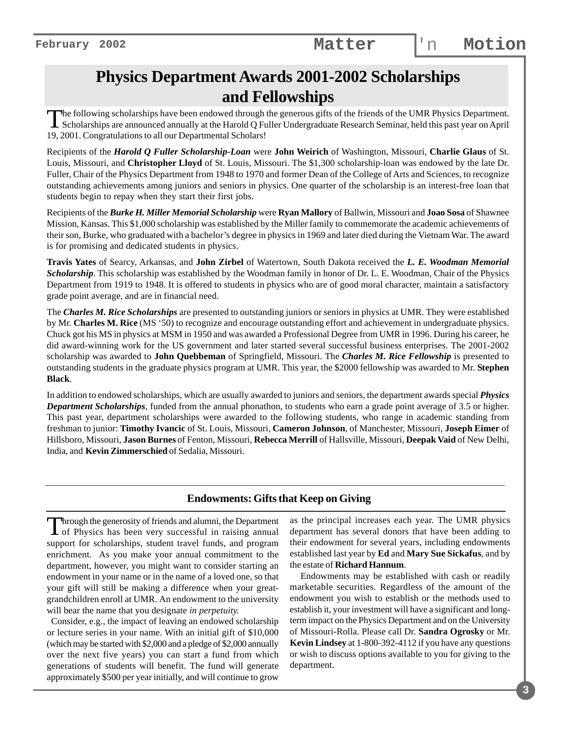# Physics Department Awards 2001-2002 Scholarships and Fellowships

The following scholarships have been endowed through the generous gifts of the friends of the UMR Physics Department. Scholarships are announced annually at the Harold Q Fuller Undergraduate Research Seminar, held this past year on April 19, 2001. Congratulations to all our Departmental Scholars!

Recipients of the ***Harold Q Fuller Scholarship-Loan*** were **John Weirich** of Washington, Missouri, **Charlie Glaus** of St. Louis, Missouri, and **Christopher Lloyd** of St. Louis, Missouri. The $1,300 scholarship-loan was endowed by the late Dr. Fuller, Chair of the Physics Department from 1948 to 1970 and former Dean of the College of Arts and Sciences, to recognize outstanding achievements among juniors and seniors in physics. One quarter of the scholarship is an interest-free loan that students begin to repay when they start their first jobs.

Recipients of the ***Burke H. Miller Memorial Scholarship*** were **Ryan Mallory** of Ballwin, Missouri and **Joao Sosa** of Shawnee Mission, Kansas. This $1,000 scholarship was established by the Miller family to commemorate the academic achievements of their son, Burke, who graduated with a bachelor's degree in physics in 1969 and later died during the Vietnam War. The award is for promising and dedicated students in physics.

**Travis Yates** of Searcy, Arkansas, and **John Zirbel** of Watertown, South Dakota received the ***L. E. Woodman Memorial Scholarship***. This scholarship was established by the Woodman family in honor of Dr. L. E. Woodman, Chair of the Physics Department from 1919 to 1948. It is offered to students in physics who are of good moral character, maintain a satisfactory grade point average, and are in financial need.

The ***Charles M. Rice Scholarships*** are presented to outstanding juniors or seniors in physics at UMR. They were established by Mr. **Charles M. Rice** (MS '50) to recognize and encourage outstanding effort and achievement in undergraduate physics. Chuck got his MS in physics at MSM in 1950 and was awarded a Professional Degree from UMR in 1996. During his career, he did award-winning work for the US government and later started several successful business enterprises. The 2001-2002 scholarship was awarded to **John Quebbeman** of Springfield, Missouri. The ***Charles M. Rice Fellowship*** is presented to outstanding students in the graduate physics program at UMR. This year, the $2000 fellowship was awarded to Mr. **Stephen Black**.

In addition to endowed scholarships, which are usually awarded to juniors and seniors, the department awards special ***Physics Department Scholarships***, funded from the annual phonathon, to students who earn a grade point average of 3.5 or higher. This past year, department scholarships were awarded to the following students, who range in academic standing from freshman to junior: **Timothy Ivancic** of St. Louis, Missouri, **Cameron Johnson**, of Manchester, Missouri, **Joseph Eimer** of Hillsboro, Missouri, **Jason Burnes** of Fenton, Missouri, **Rebecca Merrill** of Hallsville, Missouri, **Deepak Vaid** of New Delhi, India, and **Kevin Zimmerschied** of Sedalia, Missouri.

## Endowments: Gifts that Keep on Giving

Through the generosity of friends and alumni, the Department of Physics has been very successful in raising annual support for scholarships, student travel funds, and program enrichment. As you make your annual commitment to the department, however, you might want to consider starting an endowment in your name or in the name of a loved one, so that your gift will still be making a difference when your great-grandchildren enroll at UMR. An endowment to the university will bear the name that you designate *in perpetuity.*

Consider, e.g., the impact of leaving an endowed scholarship or lecture series in your name. With an initial gift of $10,000 (which may be started with $2,000 and a pledge of $2,000 annually over the next five years) you can start a fund from which generations of students will benefit. The fund will generate approximately $500 per year initially, and will continue to grow as the principal increases each year. The UMR physics department has several donors that have been adding to their endowment for several years, including endowments established last year by **Ed** and **Mary Sue Sickafus**, and by the estate of **Richard Hannum**.

Endowments may be established with cash or readily marketable securities. Regardless of the amount of the endowment you wish to establish or the methods used to establish it, your investment will have a significant and long-term impact on the Physics Department and on the University of Missouri-Rolla. Please call Dr. **Sandra Ogrosky** or Mr. **Kevin Lindsey** at 1-800-392-4112 if you have any questions or wish to discuss options available to you for giving to the department.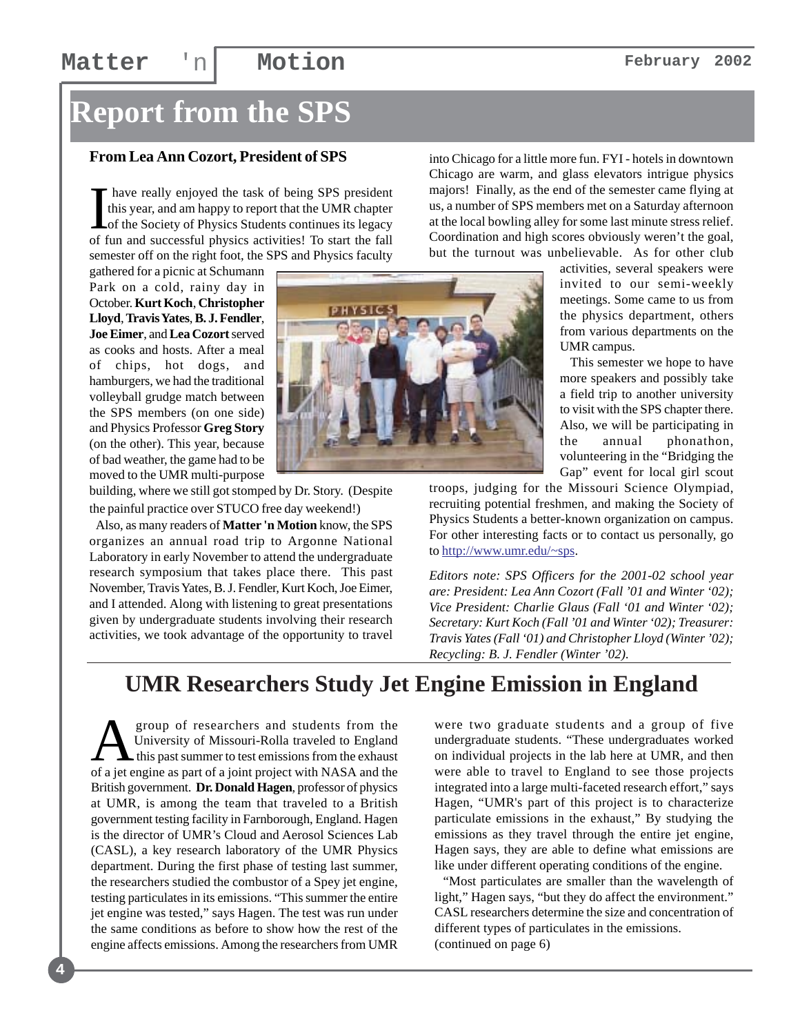# Report from the SPS

**From Lea Ann Cozort, President of SPS**

I have really enjoyed the task of being SPS president this year, and am happy to report that the UMR chapter of the Society of Physics Students continues its legacy of fun and successful physics activities! To start the fall semester off on the right foot, the SPS and Physics faculty gathered for a picnic at Schumann Park on a cold, rainy day in October. **Kurt Koch**, **Christopher Lloyd**, **Travis Yates**, **B. J. Fendler**, **Joe Eimer**, and **Lea Cozort** served as cooks and hosts. After a meal of chips, hot dogs, and hamburgers, we had the traditional volleyball grudge match between the SPS members (on one side) and Physics Professor **Greg Story** (on the other). This year, because of bad weather, the game had to be moved to the UMR multi-purpose building, where we still got stomped by Dr. Story. (Despite the painful practice over STUCO free day weekend!)

Also, as many readers of **Matter 'n Motion** know, the SPS organizes an annual road trip to Argonne National Laboratory in early November to attend the undergraduate research symposium that takes place there. This past November, Travis Yates, B. J. Fendler, Kurt Koch, Joe Eimer, and I attended. Along with listening to great presentations given by undergraduate students involving their research activities, we took advantage of the opportunity to travel into Chicago for a little more fun. FYI - hotels in downtown Chicago are warm, and glass elevators intrigue physics majors! Finally, as the end of the semester came flying at us, a number of SPS members met on a Saturday afternoon at the local bowling alley for some last minute stress relief. Coordination and high scores obviously weren't the goal, but the turnout was unbelievable. As for other club activities, several speakers were invited to our semi-weekly meetings. Some came to us from the physics department, others from various departments on the UMR campus.

This semester we hope to have more speakers and possibly take a field trip to another university to visit with the SPS chapter there. Also, we will be participating in the annual phonathon, volunteering in the "Bridging the Gap" event for local girl scout troops, judging for the Missouri Science Olympiad, recruiting potential freshmen, and making the Society of Physics Students a better-known organization on campus. For other interesting facts or to contact us personally, go to http://www.umr.edu/~sps.

*Editors note: SPS Officers for the 2001-02 school year are: President: Lea Ann Cozort (Fall '01 and Winter '02); Vice President: Charlie Glaus (Fall '01 and Winter '02); Secretary: Kurt Koch (Fall '01 and Winter '02); Treasurer: Travis Yates (Fall '01) and Christopher Lloyd (Winter '02); Recycling: B. J. Fendler (Winter '02).*

# UMR Researchers Study Jet Engine Emission in England

A group of researchers and students from the University of Missouri-Rolla traveled to England this past summer to test emissions from the exhaust of a jet engine as part of a joint project with NASA and the British government. **Dr. Donald Hagen**, professor of physics at UMR, is among the team that traveled to a British government testing facility in Farnborough, England. Hagen is the director of UMR's Cloud and Aerosol Sciences Lab (CASL), a key research laboratory of the UMR Physics department. During the first phase of testing last summer, the researchers studied the combustor of a Spey jet engine, testing particulates in its emissions. "This summer the entire jet engine was tested," says Hagen. The test was run under the same conditions as before to show how the rest of the engine affects emissions. Among the researchers from UMR were two graduate students and a group of five undergraduate students. "These undergraduates worked on individual projects in the lab here at UMR, and then were able to travel to England to see those projects integrated into a large multi-faceted research effort," says Hagen, "UMR's part of this project is to characterize particulate emissions in the exhaust," By studying the emissions as they travel through the entire jet engine, Hagen says, they are able to define what emissions are like under different operating conditions of the engine.

"Most particulates are smaller than the wavelength of light," Hagen says, "but they do affect the environment." CASL researchers determine the size and concentration of different types of particulates in the emissions.
(continued on page 6)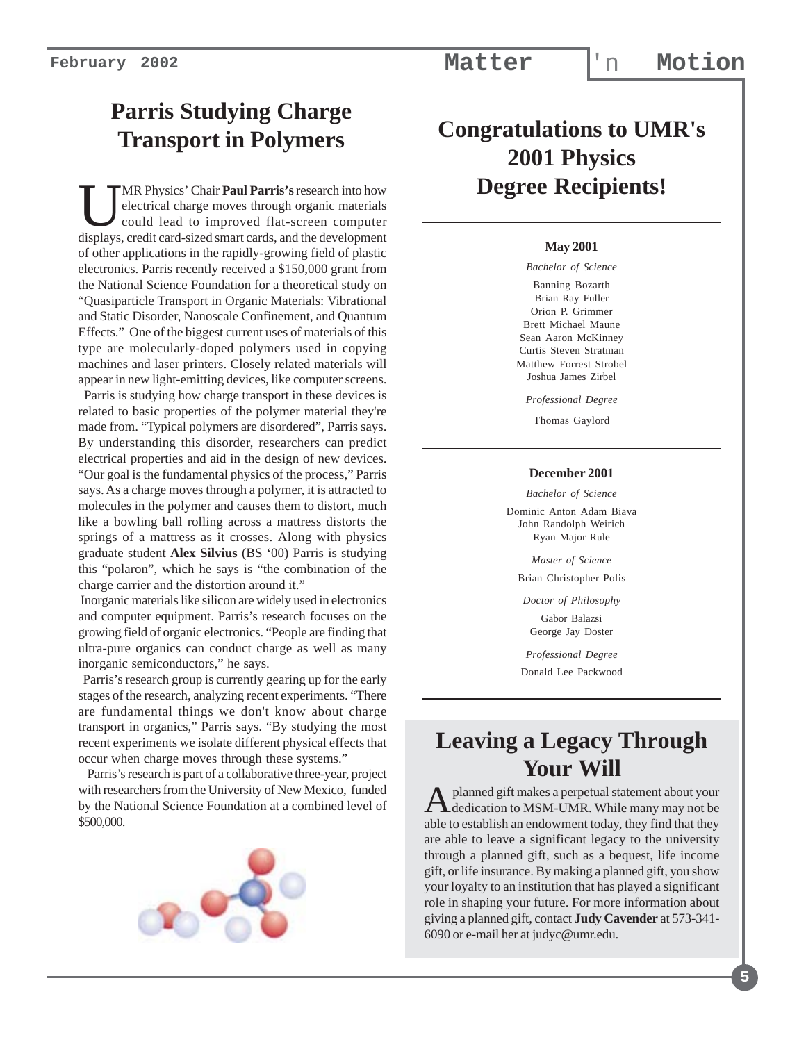## Parris Studying Charge Transport in Polymers

UMR Physics' Chair **Paul Parris's** research into how electrical charge moves through organic materials could lead to improved flat-screen computer displays, credit card-sized smart cards, and the development of other applications in the rapidly-growing field of plastic electronics. Parris recently received a $150,000 grant from the National Science Foundation for a theoretical study on "Quasiparticle Transport in Organic Materials: Vibrational and Static Disorder, Nanoscale Confinement, and Quantum Effects." One of the biggest current uses of materials of this type are molecularly-doped polymers used in copying machines and laser printers. Closely related materials will appear in new light-emitting devices, like computer screens.

Parris is studying how charge transport in these devices is related to basic properties of the polymer material they're made from. "Typical polymers are disordered", Parris says. By understanding this disorder, researchers can predict electrical properties and aid in the design of new devices. "Our goal is the fundamental physics of the process," Parris says. As a charge moves through a polymer, it is attracted to molecules in the polymer and causes them to distort, much like a bowling ball rolling across a mattress distorts the springs of a mattress as it crosses. Along with physics graduate student **Alex Silvius** (BS '00) Parris is studying this "polaron", which he says is "the combination of the charge carrier and the distortion around it."

Inorganic materials like silicon are widely used in electronics and computer equipment. Parris's research focuses on the growing field of organic electronics. "People are finding that ultra-pure organics can conduct charge as well as many inorganic semiconductors," he says.

Parris's research group is currently gearing up for the early stages of the research, analyzing recent experiments. "There are fundamental things we don't know about charge transport in organics," Parris says. "By studying the most recent experiments we isolate different physical effects that occur when charge moves through these systems."

Parris's research is part of a collaborative three-year, project with researchers from the University of New Mexico, funded by the National Science Foundation at a combined level of $500,000.

## Congratulations to UMR's 2001 Physics Degree Recipients!

**May 2001**

*Bachelor of Science*

Banning Bozarth
Brian Ray Fuller
Orion P. Grimmer
Brett Michael Maune
Sean Aaron McKinney
Curtis Steven Stratman
Matthew Forrest Strobel
Joshua James Zirbel

*Professional Degree*

Thomas Gaylord

**December 2001**

*Bachelor of Science*

Dominic Anton Adam Biava
John Randolph Weirich
Ryan Major Rule

*Master of Science*

Brian Christopher Polis

*Doctor of Philosophy*

Gabor Balazsi
George Jay Doster

*Professional Degree*

Donald Lee Packwood

## Leaving a Legacy Through Your Will

A planned gift makes a perpetual statement about your dedication to MSM-UMR. While many may not be able to establish an endowment today, they find that they are able to leave a significant legacy to the university through a planned gift, such as a bequest, life income gift, or life insurance. By making a planned gift, you show your loyalty to an institution that has played a significant role in shaping your future. For more information about giving a planned gift, contact **Judy Cavender** at 573-341-6090 or e-mail her at judyc@umr.edu.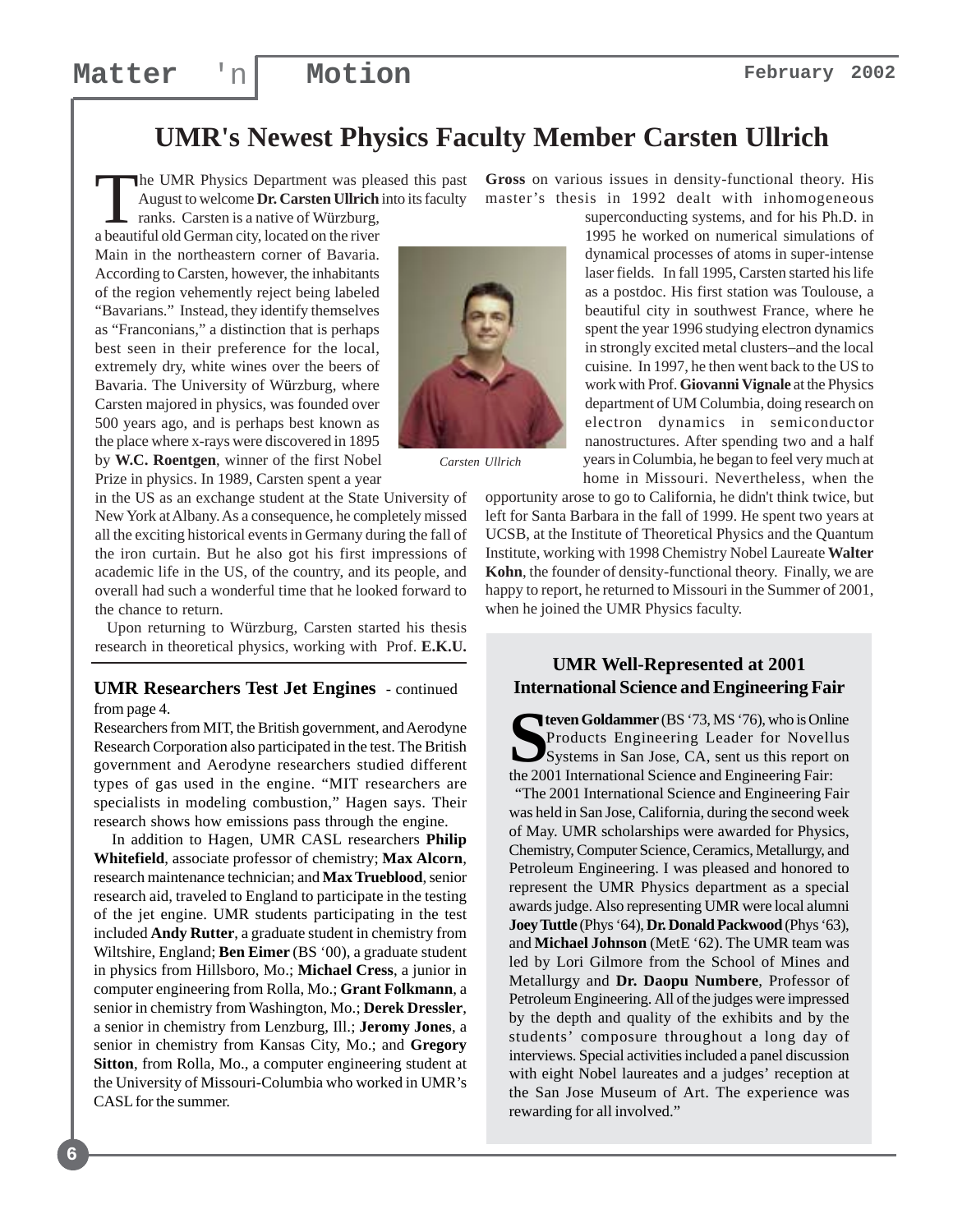# UMR's Newest Physics Faculty Member Carsten Ullrich

The UMR Physics Department was pleased this past August to welcome **Dr. Carsten Ullrich** into its faculty ranks. Carsten is a native of Würzburg, a beautiful old German city, located on the river Main in the northeastern corner of Bavaria. According to Carsten, however, the inhabitants of the region vehemently reject being labeled "Bavarians." Instead, they identify themselves as "Franconians," a distinction that is perhaps best seen in their preference for the local, extremely dry, white wines over the beers of Bavaria. The University of Würzburg, where Carsten majored in physics, was founded over 500 years ago, and is perhaps best known as the place where x-rays were discovered in 1895 by **W.C. Roentgen**, winner of the first Nobel Prize in physics. In 1989, Carsten spent a year in the US as an exchange student at the State University of New York at Albany. As a consequence, he completely missed all the exciting historical events in Germany during the fall of the iron curtain. But he also got his first impressions of academic life in the US, of the country, and its people, and overall had such a wonderful time that he looked forward to the chance to return.

Upon returning to Würzburg, Carsten started his thesis research in theoretical physics, working with Prof. **E.K.U. Gross** on various issues in density-functional theory. His master's thesis in 1992 dealt with inhomogeneous superconducting systems, and for his Ph.D. in 1995 he worked on numerical simulations of dynamical processes of atoms in super-intense laser fields. In fall 1995, Carsten started his life as a postdoc. His first station was Toulouse, a beautiful city in southwest France, where he spent the year 1996 studying electron dynamics in strongly excited metal clusters–and the local cuisine. In 1997, he then went back to the US to work with Prof. **Giovanni Vignale** at the Physics department of UM Columbia, doing research on electron dynamics in semiconductor nanostructures. After spending two and a half years in Columbia, he began to feel very much at home in Missouri. Nevertheless, when the opportunity arose to go to California, he didn't think twice, but left for Santa Barbara in the fall of 1999. He spent two years at UCSB, at the Institute of Theoretical Physics and the Quantum Institute, working with 1998 Chemistry Nobel Laureate **Walter Kohn**, the founder of density-functional theory. Finally, we are happy to report, he returned to Missouri in the Summer of 2001, when he joined the UMR Physics faculty.

*Carsten Ullrich*

## UMR Researchers Test Jet Engines - continued from page 4.

Researchers from MIT, the British government, and Aerodyne Research Corporation also participated in the test. The British government and Aerodyne researchers studied different types of gas used in the engine. "MIT researchers are specialists in modeling combustion," Hagen says. Their research shows how emissions pass through the engine.

In addition to Hagen, UMR CASL researchers **Philip Whitefield**, associate professor of chemistry; **Max Alcorn**, research maintenance technician; and **Max Trueblood**, senior research aid, traveled to England to participate in the testing of the jet engine. UMR students participating in the test included **Andy Rutter**, a graduate student in chemistry from Wiltshire, England; **Ben Eimer** (BS '00), a graduate student in physics from Hillsboro, Mo.; **Michael Cress**, a junior in computer engineering from Rolla, Mo.; **Grant Folkmann**, a senior in chemistry from Washington, Mo.; **Derek Dressler**, a senior in chemistry from Lenzburg, Ill.; **Jeromy Jones**, a senior in chemistry from Kansas City, Mo.; and **Gregory Sitton**, from Rolla, Mo., a computer engineering student at the University of Missouri-Columbia who worked in UMR's CASL for the summer.

## UMR Well-Represented at 2001 International Science and Engineering Fair

**Steven Goldammer** (BS '73, MS '76), who is Online Products Engineering Leader for Novellus Systems in San Jose, CA, sent us this report on the 2001 International Science and Engineering Fair:

"The 2001 International Science and Engineering Fair was held in San Jose, California, during the second week of May. UMR scholarships were awarded for Physics, Chemistry, Computer Science, Ceramics, Metallurgy, and Petroleum Engineering. I was pleased and honored to represent the UMR Physics department as a special awards judge. Also representing UMR were local alumni **Joey Tuttle** (Phys '64), **Dr. Donald Packwood** (Phys '63), and **Michael Johnson** (MetE '62). The UMR team was led by Lori Gilmore from the School of Mines and Metallurgy and **Dr. Daopu Numbere**, Professor of Petroleum Engineering. All of the judges were impressed by the depth and quality of the exhibits and by the students' composure throughout a long day of interviews. Special activities included a panel discussion with eight Nobel laureates and a judges' reception at the San Jose Museum of Art. The experience was rewarding for all involved."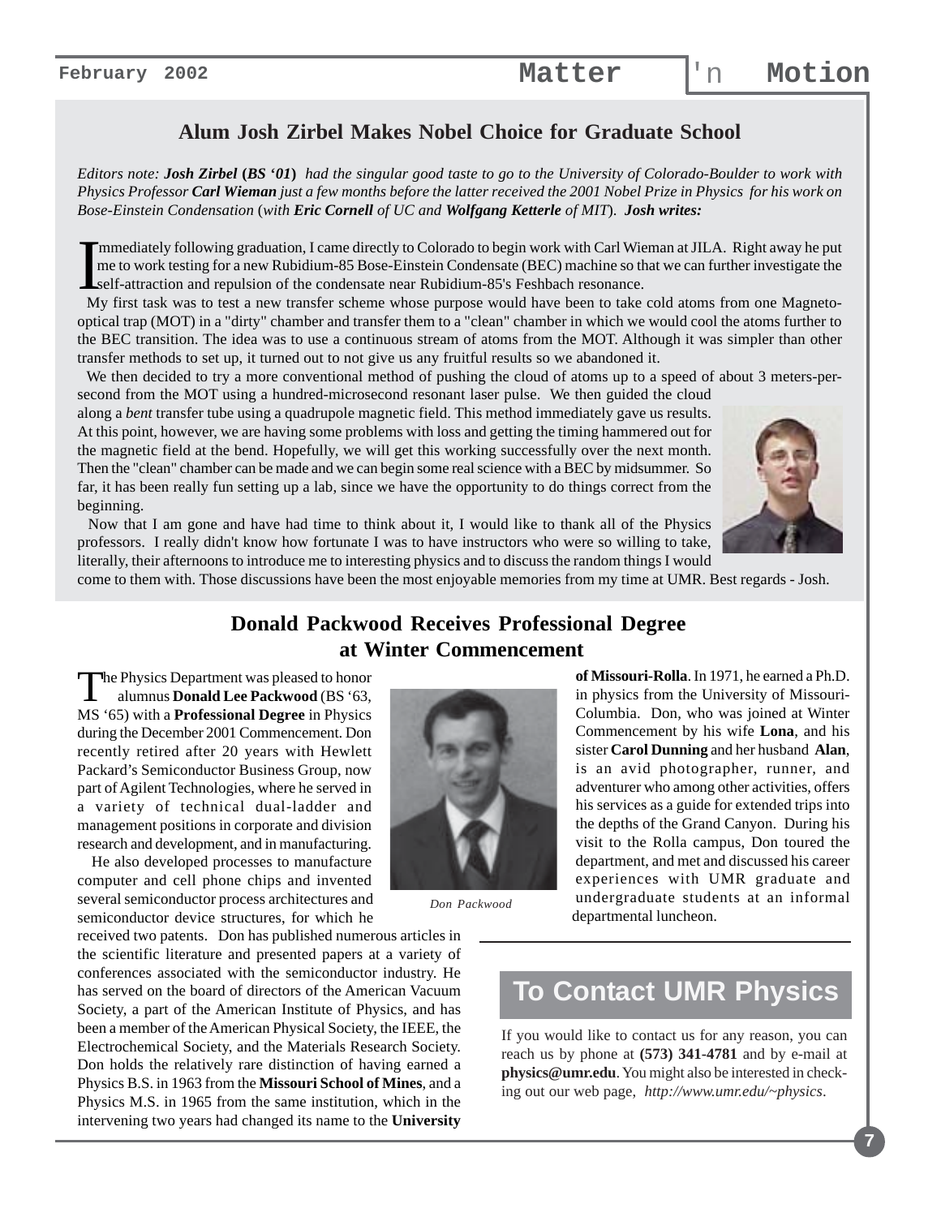## Alum Josh Zirbel Makes Nobel Choice for Graduate School

*Editors note: **Josh Zirbel** (**BS '01**) had the singular good taste to go to the University of Colorado-Boulder to work with Physics Professor **Carl Wieman** just a few months before the latter received the 2001 Nobel Prize in Physics for his work on Bose-Einstein Condensation* (*with **Eric Cornell** of UC and **Wolfgang Ketterle** of MIT*). ***Josh writes:***

Immediately following graduation, I came directly to Colorado to begin work with Carl Wieman at JILA. Right away he put me to work testing for a new Rubidium-85 Bose-Einstein Condensate (BEC) machine so that we can further investigate the self-attraction and repulsion of the condensate near Rubidium-85's Feshbach resonance.

My first task was to test a new transfer scheme whose purpose would have been to take cold atoms from one Magneto-optical trap (MOT) in a "dirty" chamber and transfer them to a "clean" chamber in which we would cool the atoms further to the BEC transition. The idea was to use a continuous stream of atoms from the MOT. Although it was simpler than other transfer methods to set up, it turned out to not give us any fruitful results so we abandoned it.

We then decided to try a more conventional method of pushing the cloud of atoms up to a speed of about 3 meters-per-second from the MOT using a hundred-microsecond resonant laser pulse. We then guided the cloud along a *bent* transfer tube using a quadrupole magnetic field. This method immediately gave us results. At this point, however, we are having some problems with loss and getting the timing hammered out for the magnetic field at the bend. Hopefully, we will get this working successfully over the next month. Then the "clean" chamber can be made and we can begin some real science with a BEC by midsummer. So far, it has been really fun setting up a lab, since we have the opportunity to do things correct from the beginning.

Now that I am gone and have had time to think about it, I would like to thank all of the Physics professors. I really didn't know how fortunate I was to have instructors who were so willing to take, literally, their afternoons to introduce me to interesting physics and to discuss the random things I would come to them with. Those discussions have been the most enjoyable memories from my time at UMR. Best regards - Josh.

## Donald Packwood Receives Professional Degree at Winter Commencement

The Physics Department was pleased to honor alumnus **Donald Lee Packwood** (BS '63, MS '65) with a **Professional Degree** in Physics during the December 2001 Commencement. Don recently retired after 20 years with Hewlett Packard's Semiconductor Business Group, now part of Agilent Technologies, where he served in a variety of technical dual-ladder and management positions in corporate and division research and development, and in manufacturing.

He also developed processes to manufacture computer and cell phone chips and invented several semiconductor process architectures and semiconductor device structures, for which he received two patents. Don has published numerous articles in the scientific literature and presented papers at a variety of conferences associated with the semiconductor industry. He has served on the board of directors of the American Vacuum Society, a part of the American Institute of Physics, and has been a member of the American Physical Society, the IEEE, the Electrochemical Society, and the Materials Research Society. Don holds the relatively rare distinction of having earned a Physics B.S. in 1963 from the **Missouri School of Mines**, and a Physics M.S. in 1965 from the same institution, which in the intervening two years had changed its name to the **University of Missouri-Rolla**. In 1971, he earned a Ph.D. in physics from the University of Missouri-Columbia. Don, who was joined at Winter Commencement by his wife **Lona**, and his sister **Carol Dunning** and her husband **Alan**, is an avid photographer, runner, and adventurer who among other activities, offers his services as a guide for extended trips into the depths of the Grand Canyon. During his visit to the Rolla campus, Don toured the department, and met and discussed his career experiences with UMR graduate and undergraduate students at an informal departmental luncheon.

*Don Packwood*

## To Contact UMR Physics

If you would like to contact us for any reason, you can reach us by phone at **(573) 341-4781** and by e-mail at **physics@umr.edu**. You might also be interested in checking out our web page, *http://www.umr.edu/~physics*.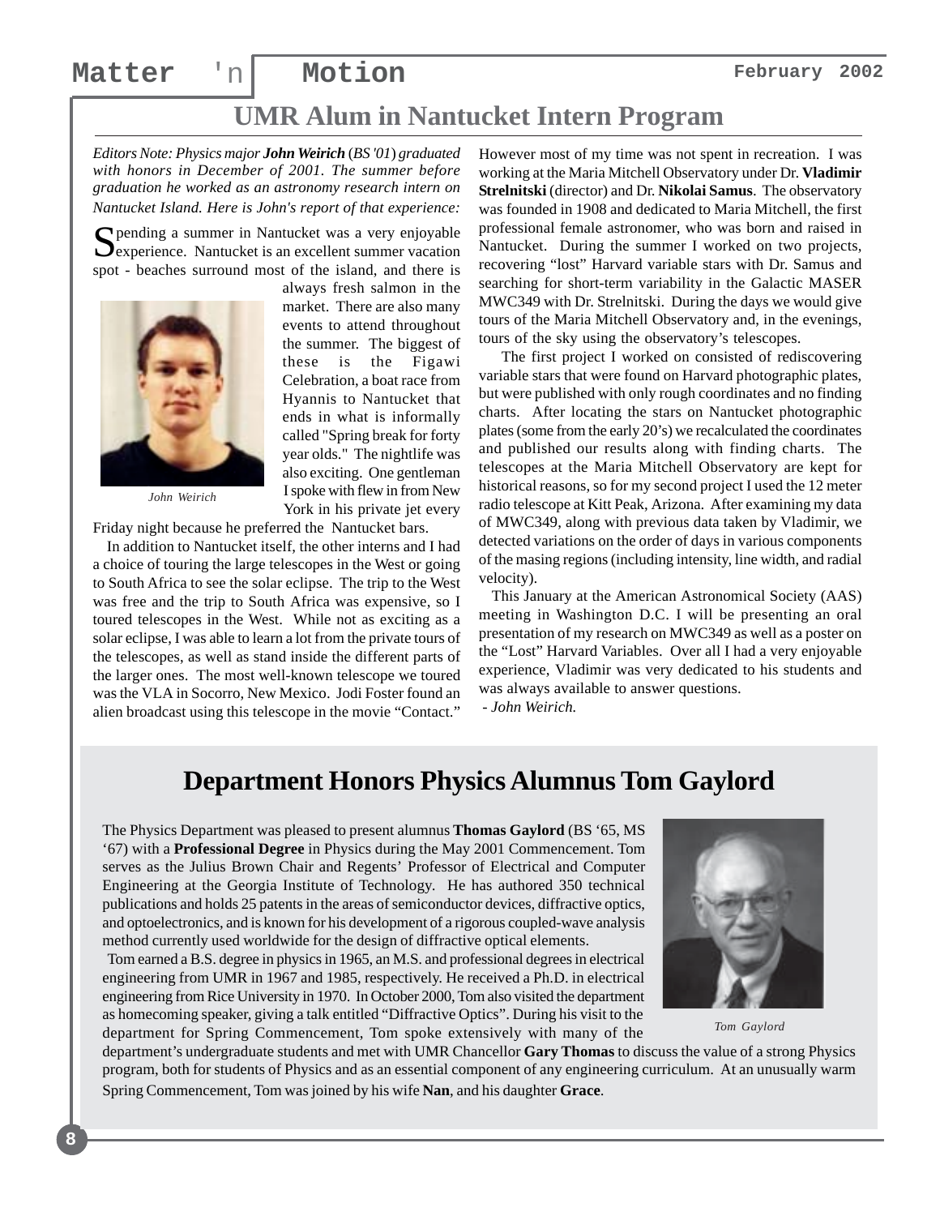# UMR Alum in Nantucket Intern Program

*Editors Note: Physics major **John Weirich** (BS '01) graduated with honors in December of 2001. The summer before graduation he worked as an astronomy research intern on Nantucket Island. Here is John's report of that experience:*

Spending a summer in Nantucket was a very enjoyable experience. Nantucket is an excellent summer vacation spot - beaches surround most of the island, and there is always fresh salmon in the market. There are also many events to attend throughout the summer. The biggest of these is the Figawi Celebration, a boat race from Hyannis to Nantucket that ends in what is informally called "Spring break for forty year olds." The nightlife was also exciting. One gentleman I spoke with flew in from New York in his private jet every Friday night because he preferred the Nantucket bars.

*John Weirich*

In addition to Nantucket itself, the other interns and I had a choice of touring the large telescopes in the West or going to South Africa to see the solar eclipse. The trip to the West was free and the trip to South Africa was expensive, so I toured telescopes in the West. While not as exciting as a solar eclipse, I was able to learn a lot from the private tours of the telescopes, as well as stand inside the different parts of the larger ones. The most well-known telescope we toured was the VLA in Socorro, New Mexico. Jodi Foster found an alien broadcast using this telescope in the movie "Contact."

However most of my time was not spent in recreation. I was working at the Maria Mitchell Observatory under Dr. **Vladimir Strelnitski** (director) and Dr. **Nikolai Samus**. The observatory was founded in 1908 and dedicated to Maria Mitchell, the first professional female astronomer, who was born and raised in Nantucket. During the summer I worked on two projects, recovering "lost" Harvard variable stars with Dr. Samus and searching for short-term variability in the Galactic MASER MWC349 with Dr. Strelnitski. During the days we would give tours of the Maria Mitchell Observatory and, in the evenings, tours of the sky using the observatory's telescopes.

The first project I worked on consisted of rediscovering variable stars that were found on Harvard photographic plates, but were published with only rough coordinates and no finding charts. After locating the stars on Nantucket photographic plates (some from the early 20's) we recalculated the coordinates and published our results along with finding charts. The telescopes at the Maria Mitchell Observatory are kept for historical reasons, so for my second project I used the 12 meter radio telescope at Kitt Peak, Arizona. After examining my data of MWC349, along with previous data taken by Vladimir, we detected variations on the order of days in various components of the masing regions (including intensity, line width, and radial velocity).

This January at the American Astronomical Society (AAS) meeting in Washington D.C. I will be presenting an oral presentation of my research on MWC349 as well as a poster on the "Lost" Harvard Variables. Over all I had a very enjoyable experience, Vladimir was very dedicated to his students and was always available to answer questions.

*- John Weirich.*

# Department Honors Physics Alumnus Tom Gaylord

The Physics Department was pleased to present alumnus **Thomas Gaylord** (BS '65, MS '67) with a **Professional Degree** in Physics during the May 2001 Commencement. Tom serves as the Julius Brown Chair and Regents' Professor of Electrical and Computer Engineering at the Georgia Institute of Technology. He has authored 350 technical publications and holds 25 patents in the areas of semiconductor devices, diffractive optics, and optoelectronics, and is known for his development of a rigorous coupled-wave analysis method currently used worldwide for the design of diffractive optical elements.

Tom earned a B.S. degree in physics in 1965, an M.S. and professional degrees in electrical engineering from UMR in 1967 and 1985, respectively. He received a Ph.D. in electrical engineering from Rice University in 1970. In October 2000, Tom also visited the department as homecoming speaker, giving a talk entitled "Diffractive Optics". During his visit to the department for Spring Commencement, Tom spoke extensively with many of the department's undergraduate students and met with UMR Chancellor **Gary Thomas** to discuss the value of a strong Physics program, both for students of Physics and as an essential component of any engineering curriculum. At an unusually warm Spring Commencement, Tom was joined by his wife **Nan**, and his daughter **Grace**.

*Tom Gaylord*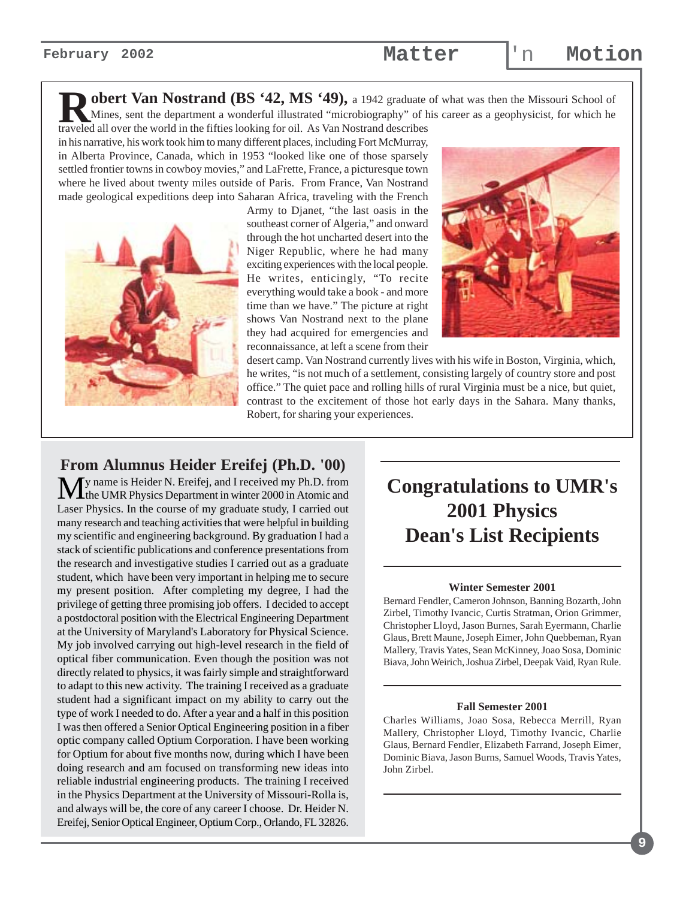**Robert Van Nostrand (BS '42, MS '49),** a 1942 graduate of what was then the Missouri School of Mines, sent the department a wonderful illustrated "microbiography" of his career as a geophysicist, for which he traveled all over the world in the fifties looking for oil. As Van Nostrand describes in his narrative, his work took him to many different places, including Fort McMurray, in Alberta Province, Canada, which in 1953 "looked like one of those sparsely settled frontier towns in cowboy movies," and LaFrette, France, a picturesque town where he lived about twenty miles outside of Paris. From France, Van Nostrand made geological expeditions deep into Saharan Africa, traveling with the French Army to Djanet, "the last oasis in the southeast corner of Algeria," and onward through the hot uncharted desert into the Niger Republic, where he had many exciting experiences with the local people. He writes, enticingly, "To recite everything would take a book - and more time than we have." The picture at right shows Van Nostrand next to the plane they had acquired for emergencies and reconnaissance, at left a scene from their desert camp. Van Nostrand currently lives with his wife in Boston, Virginia, which, he writes, "is not much of a settlement, consisting largely of country store and post office." The quiet pace and rolling hills of rural Virginia must be a nice, but quiet, contrast to the excitement of those hot early days in the Sahara. Many thanks, Robert, for sharing your experiences.

## From Alumnus Heider Ereifej (Ph.D. '00)

My name is Heider N. Ereifej, and I received my Ph.D. from the UMR Physics Department in winter 2000 in Atomic and Laser Physics. In the course of my graduate study, I carried out many research and teaching activities that were helpful in building my scientific and engineering background. By graduation I had a stack of scientific publications and conference presentations from the research and investigative studies I carried out as a graduate student, which have been very important in helping me to secure my present position. After completing my degree, I had the privilege of getting three promising job offers. I decided to accept a postdoctoral position with the Electrical Engineering Department at the University of Maryland's Laboratory for Physical Science. My job involved carrying out high-level research in the field of optical fiber communication. Even though the position was not directly related to physics, it was fairly simple and straightforward to adapt to this new activity. The training I received as a graduate student had a significant impact on my ability to carry out the type of work I needed to do. After a year and a half in this position I was then offered a Senior Optical Engineering position in a fiber optic company called Optium Corporation. I have been working for Optium for about five months now, during which I have been doing research and am focused on transforming new ideas into reliable industrial engineering products. The training I received in the Physics Department at the University of Missouri-Rolla is, and always will be, the core of any career I choose. Dr. Heider N. Ereifej, Senior Optical Engineer, Optium Corp., Orlando, FL 32826.

## Congratulations to UMR's 2001 Physics Dean's List Recipients

### Winter Semester 2001

Bernard Fendler, Cameron Johnson, Banning Bozarth, John Zirbel, Timothy Ivancic, Curtis Stratman, Orion Grimmer, Christopher Lloyd, Jason Burnes, Sarah Eyermann, Charlie Glaus, Brett Maune, Joseph Eimer, John Quebbeman, Ryan Mallery, Travis Yates, Sean McKinney, Joao Sosa, Dominic Biava, John Weirich, Joshua Zirbel, Deepak Vaid, Ryan Rule.

### Fall Semester 2001

Charles Williams, Joao Sosa, Rebecca Merrill, Ryan Mallery, Christopher Lloyd, Timothy Ivancic, Charlie Glaus, Bernard Fendler, Elizabeth Farrand, Joseph Eimer, Dominic Biava, Jason Burns, Samuel Woods, Travis Yates, John Zirbel.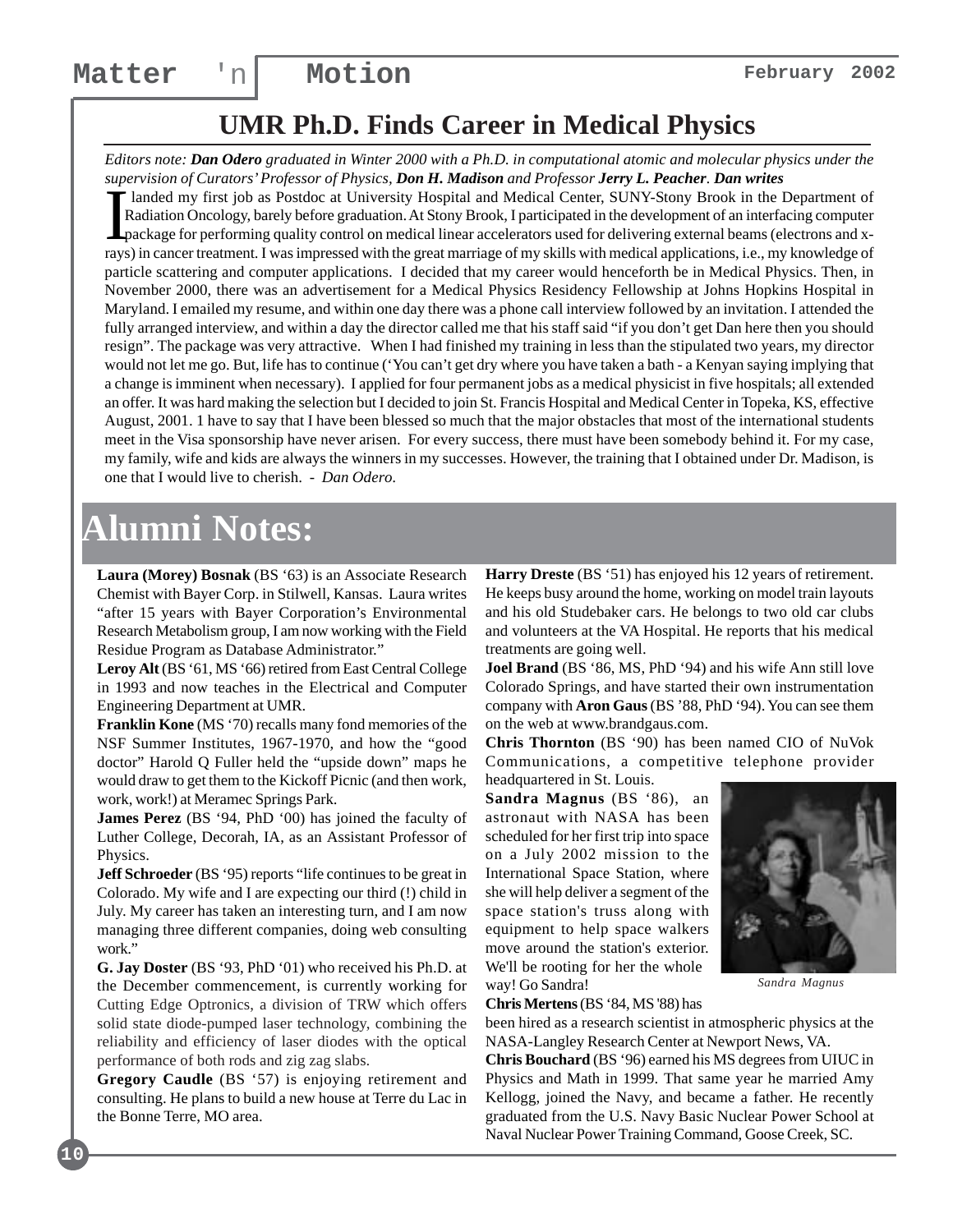## UMR Ph.D. Finds Career in Medical Physics

*Editors note: **Dan Odero** graduated in Winter 2000 with a Ph.D. in computational atomic and molecular physics under the supervision of Curators' Professor of Physics, **Don H. Madison** and Professor **Jerry L. Peacher**. **Dan writes***

I landed my first job as Postdoc at University Hospital and Medical Center, SUNY-Stony Brook in the Department of Radiation Oncology, barely before graduation. At Stony Brook, I participated in the development of an interfacing computer package for performing quality control on medical linear accelerators used for delivering external beams (electrons and x-rays) in cancer treatment. I was impressed with the great marriage of my skills with medical applications, i.e., my knowledge of particle scattering and computer applications. I decided that my career would henceforth be in Medical Physics. Then, in November 2000, there was an advertisement for a Medical Physics Residency Fellowship at Johns Hopkins Hospital in Maryland. I emailed my resume, and within one day there was a phone call interview followed by an invitation. I attended the fully arranged interview, and within a day the director called me that his staff said "if you don't get Dan here then you should resign". The package was very attractive. When I had finished my training in less than the stipulated two years, my director would not let me go. But, life has to continue ('You can't get dry where you have taken a bath - a Kenyan saying implying that a change is imminent when necessary). I applied for four permanent jobs as a medical physicist in five hospitals; all extended an offer. It was hard making the selection but I decided to join St. Francis Hospital and Medical Center in Topeka, KS, effective August, 2001. 1 have to say that I have been blessed so much that the major obstacles that most of the international students meet in the Visa sponsorship have never arisen. For every success, there must have been somebody behind it. For my case, my family, wife and kids are always the winners in my successes. However, the training that I obtained under Dr. Madison, is one that I would live to cherish. - *Dan Odero.*

# Alumni Notes:

**Laura (Morey) Bosnak** (BS '63) is an Associate Research Chemist with Bayer Corp. in Stilwell, Kansas. Laura writes "after 15 years with Bayer Corporation's Environmental Research Metabolism group, I am now working with the Field Residue Program as Database Administrator."

**Leroy Alt** (BS '61, MS '66) retired from East Central College in 1993 and now teaches in the Electrical and Computer Engineering Department at UMR.

**Franklin Kone** (MS '70) recalls many fond memories of the NSF Summer Institutes, 1967-1970, and how the "good doctor" Harold Q Fuller held the "upside down" maps he would draw to get them to the Kickoff Picnic (and then work, work, work!) at Meramec Springs Park.

**James Perez** (BS '94, PhD '00) has joined the faculty of Luther College, Decorah, IA, as an Assistant Professor of Physics.

**Jeff Schroeder** (BS '95) reports "life continues to be great in Colorado. My wife and I are expecting our third (!) child in July. My career has taken an interesting turn, and I am now managing three different companies, doing web consulting work."

**G. Jay Doster** (BS '93, PhD '01) who received his Ph.D. at the December commencement, is currently working for Cutting Edge Optronics, a division of TRW which offers solid state diode-pumped laser technology, combining the reliability and efficiency of laser diodes with the optical performance of both rods and zig zag slabs.

**Gregory Caudle** (BS '57) is enjoying retirement and consulting. He plans to build a new house at Terre du Lac in the Bonne Terre, MO area.

**Harry Dreste** (BS '51) has enjoyed his 12 years of retirement. He keeps busy around the home, working on model train layouts and his old Studebaker cars. He belongs to two old car clubs and volunteers at the VA Hospital. He reports that his medical treatments are going well.

**Joel Brand** (BS '86, MS, PhD '94) and his wife Ann still love Colorado Springs, and have started their own instrumentation company with **Aron Gaus** (BS '88, PhD '94). You can see them on the web at www.brandgaus.com.

**Chris Thornton** (BS '90) has been named CIO of NuVok Communications, a competitive telephone provider headquartered in St. Louis.

**Sandra Magnus** (BS '86), an astronaut with NASA has been scheduled for her first trip into space on a July 2002 mission to the International Space Station, where she will help deliver a segment of the space station's truss along with equipment to help space walkers move around the station's exterior. We'll be rooting for her the whole way! Go Sandra!

*Sandra Magnus*

**Chris Mertens** (BS '84, MS '88) has been hired as a research scientist in atmospheric physics at the NASA-Langley Research Center at Newport News, VA.

**Chris Bouchard** (BS '96) earned his MS degrees from UIUC in Physics and Math in 1999. That same year he married Amy Kellogg, joined the Navy, and became a father. He recently graduated from the U.S. Navy Basic Nuclear Power School at Naval Nuclear Power Training Command, Goose Creek, SC.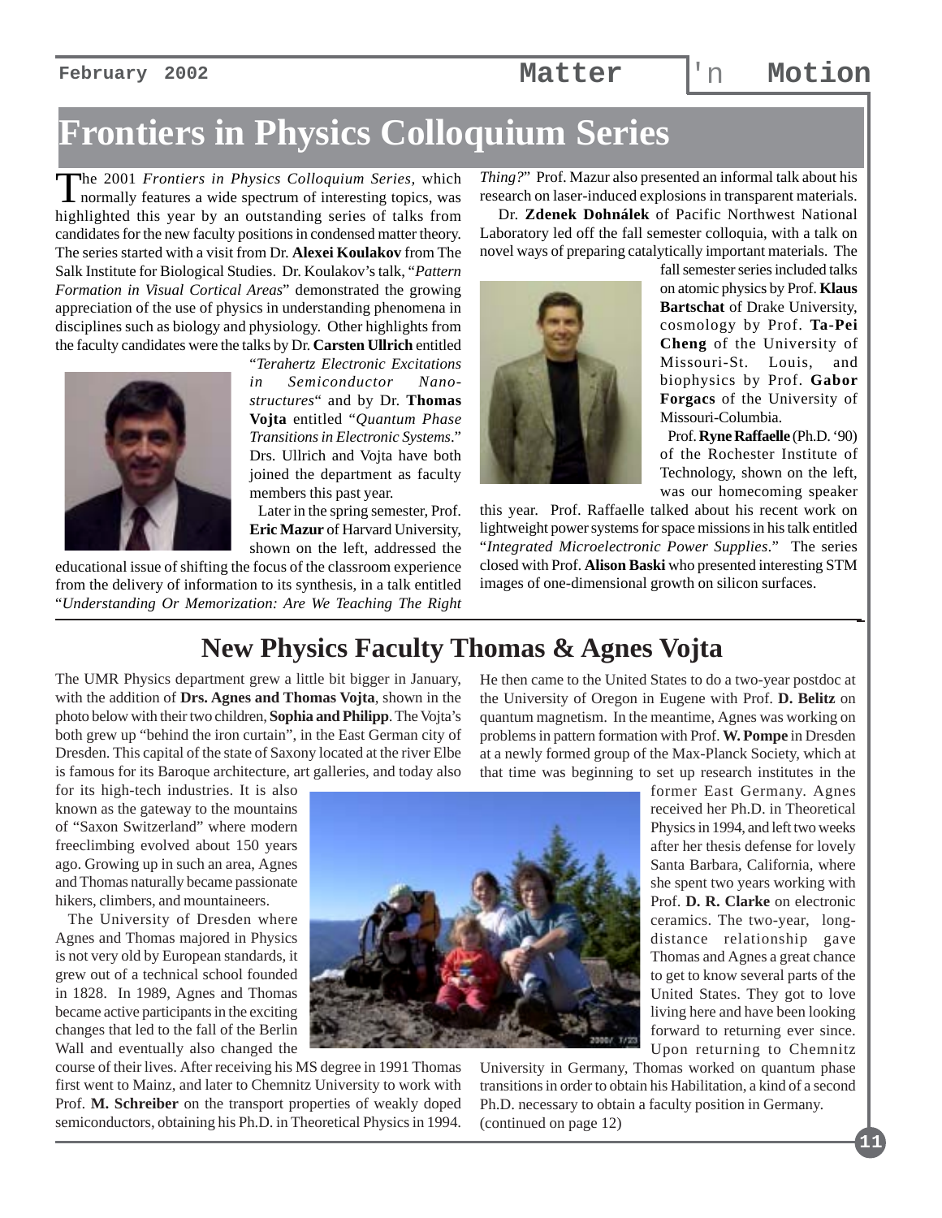# Frontiers in Physics Colloquium Series

The 2001 *Frontiers in Physics Colloquium Series,* which normally features a wide spectrum of interesting topics, was highlighted this year by an outstanding series of talks from candidates for the new faculty positions in condensed matter theory. The series started with a visit from Dr. **Alexei Koulakov** from The Salk Institute for Biological Studies. Dr. Koulakov's talk, "*Pattern Formation in Visual Cortical Areas*" demonstrated the growing appreciation of the use of physics in understanding phenomena in disciplines such as biology and physiology. Other highlights from the faculty candidates were the talks by Dr. **Carsten Ullrich** entitled "*Terahertz Electronic Excitations in Semiconductor Nano-structures*" and by Dr. **Thomas Vojta** entitled "*Quantum Phase Transitions in Electronic Systems*." Drs. Ullrich and Vojta have both joined the department as faculty members this past year.

Later in the spring semester, Prof. **Eric Mazur** of Harvard University, shown on the left, addressed the educational issue of shifting the focus of the classroom experience from the delivery of information to its synthesis, in a talk entitled "*Understanding Or Memorization: Are We Teaching The Right Thing?*" Prof. Mazur also presented an informal talk about his research on laser-induced explosions in transparent materials.

Dr. **Zdenek Dohnálek** of Pacific Northwest National Laboratory led off the fall semester colloquia, with a talk on novel ways of preparing catalytically important materials. The fall semester series included talks on atomic physics by Prof. **Klaus Bartschat** of Drake University, cosmology by Prof. **Ta-Pei Cheng** of the University of Missouri-St. Louis, and biophysics by Prof. **Gabor Forgacs** of the University of Missouri-Columbia.

Prof. **Ryne Raffaelle** (Ph.D. '90) of the Rochester Institute of Technology, shown on the left, was our homecoming speaker this year. Prof. Raffaelle talked about his recent work on lightweight power systems for space missions in his talk entitled "*Integrated Microelectronic Power Supplies*." The series closed with Prof. **Alison Baski** who presented interesting STM images of one-dimensional growth on silicon surfaces.

# New Physics Faculty Thomas & Agnes Vojta

The UMR Physics department grew a little bit bigger in January, with the addition of **Drs. Agnes and Thomas Vojta**, shown in the photo below with their two children, **Sophia and Philipp**. The Vojta's both grew up "behind the iron curtain", in the East German city of Dresden. This capital of the state of Saxony located at the river Elbe is famous for its Baroque architecture, art galleries, and today also for its high-tech industries. It is also known as the gateway to the mountains of "Saxon Switzerland" where modern freeclimbing evolved about 150 years ago. Growing up in such an area, Agnes and Thomas naturally became passionate hikers, climbers, and mountaineers.

The University of Dresden where Agnes and Thomas majored in Physics is not very old by European standards, it grew out of a technical school founded in 1828. In 1989, Agnes and Thomas became active participants in the exciting changes that led to the fall of the Berlin Wall and eventually also changed the course of their lives. After receiving his MS degree in 1991 Thomas first went to Mainz, and later to Chemnitz University to work with Prof. **M. Schreiber** on the transport properties of weakly doped semiconductors, obtaining his Ph.D. in Theoretical Physics in 1994. He then came to the United States to do a two-year postdoc at the University of Oregon in Eugene with Prof. **D. Belitz** on quantum magnetism. In the meantime, Agnes was working on problems in pattern formation with Prof. **W. Pompe** in Dresden at a newly formed group of the Max-Planck Society, which at that time was beginning to set up research institutes in the former East Germany. Agnes received her Ph.D. in Theoretical Physics in 1994, and left two weeks after her thesis defense for lovely Santa Barbara, California, where she spent two years working with Prof. **D. R. Clarke** on electronic ceramics. The two-year, long-distance relationship gave Thomas and Agnes a great chance to get to know several parts of the United States. They got to love living here and have been looking forward to returning ever since. Upon returning to Chemnitz University in Germany, Thomas worked on quantum phase transitions in order to obtain his Habilitation, a kind of a second Ph.D. necessary to obtain a faculty position in Germany.

(continued on page 12)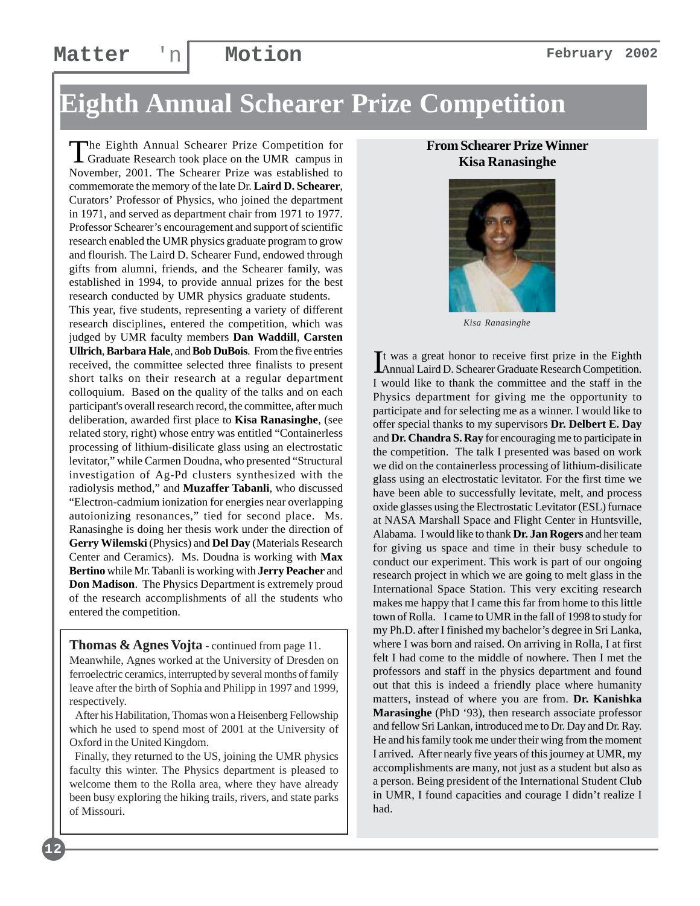# Eighth Annual Schearer Prize Competition

The Eighth Annual Schearer Prize Competition for Graduate Research took place on the UMR campus in November, 2001. The Schearer Prize was established to commemorate the memory of the late Dr. **Laird D. Schearer**, Curators' Professor of Physics, who joined the department in 1971, and served as department chair from 1971 to 1977. Professor Schearer's encouragement and support of scientific research enabled the UMR physics graduate program to grow and flourish. The Laird D. Schearer Fund, endowed through gifts from alumni, friends, and the Schearer family, was established in 1994, to provide annual prizes for the best research conducted by UMR physics graduate students.

This year, five students, representing a variety of different research disciplines, entered the competition, which was judged by UMR faculty members **Dan Waddill**, **Carsten Ullrich**, **Barbara Hale**, and **Bob DuBois**. From the five entries received, the committee selected three finalists to present short talks on their research at a regular department colloquium. Based on the quality of the talks and on each participant's overall research record, the committee, after much deliberation, awarded first place to **Kisa Ranasinghe**, (see related story, right) whose entry was entitled "Containerless processing of lithium-disilicate glass using an electrostatic levitator," while Carmen Doudna, who presented "Structural investigation of Ag-Pd clusters synthesized with the radiolysis method," and **Muzaffer Tabanli**, who discussed "Electron-cadmium ionization for energies near overlapping autoionizing resonances," tied for second place. Ms. Ranasinghe is doing her thesis work under the direction of **Gerry Wilemski** (Physics) and **Del Day** (Materials Research Center and Ceramics). Ms. Doudna is working with **Max Bertino** while Mr. Tabanli is working with **Jerry Peacher** and **Don Madison**. The Physics Department is extremely proud of the research accomplishments of all the students who entered the competition.

**Thomas & Agnes Vojta** - continued from page 11.

Meanwhile, Agnes worked at the University of Dresden on ferroelectric ceramics, interrupted by several months of family leave after the birth of Sophia and Philipp in 1997 and 1999, respectively.

After his Habilitation, Thomas won a Heisenberg Fellowship which he used to spend most of 2001 at the University of Oxford in the United Kingdom.

Finally, they returned to the US, joining the UMR physics faculty this winter. The Physics department is pleased to welcome them to the Rolla area, where they have already been busy exploring the hiking trails, rivers, and state parks of Missouri.

### From Schearer Prize Winner Kisa Ranasinghe

*Kisa Ranasinghe*

It was a great honor to receive first prize in the Eighth Annual Laird D. Schearer Graduate Research Competition. I would like to thank the committee and the staff in the Physics department for giving me the opportunity to participate and for selecting me as a winner. I would like to offer special thanks to my supervisors **Dr. Delbert E. Day** and **Dr. Chandra S. Ray** for encouraging me to participate in the competition. The talk I presented was based on work we did on the containerless processing of lithium-disilicate glass using an electrostatic levitator. For the first time we have been able to successfully levitate, melt, and process oxide glasses using the Electrostatic Levitator (ESL) furnace at NASA Marshall Space and Flight Center in Huntsville, Alabama. I would like to thank **Dr. Jan Rogers** and her team for giving us space and time in their busy schedule to conduct our experiment. This work is part of our ongoing research project in which we are going to melt glass in the International Space Station. This very exciting research makes me happy that I came this far from home to this little town of Rolla. I came to UMR in the fall of 1998 to study for my Ph.D. after I finished my bachelor's degree in Sri Lanka, where I was born and raised. On arriving in Rolla, I at first felt I had come to the middle of nowhere. Then I met the professors and staff in the physics department and found out that this is indeed a friendly place where humanity matters, instead of where you are from. **Dr. Kanishka Marasinghe** (PhD '93), then research associate professor and fellow Sri Lankan, introduced me to Dr. Day and Dr. Ray. He and his family took me under their wing from the moment I arrived. After nearly five years of this journey at UMR, my accomplishments are many, not just as a student but also as a person. Being president of the International Student Club in UMR, I found capacities and courage I didn't realize I had.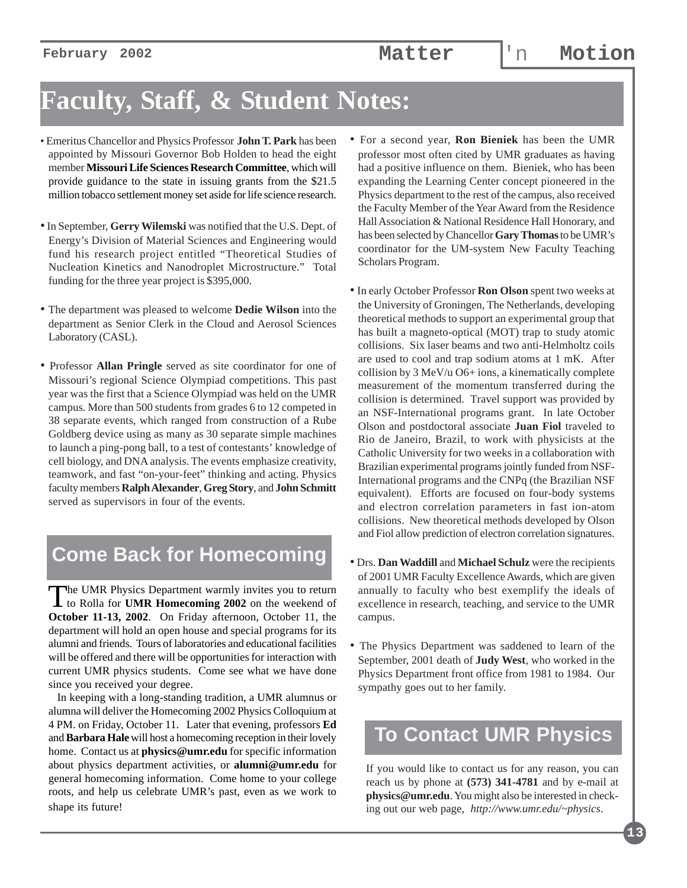# Faculty, Staff, & Student Notes:

- Emeritus Chancellor and Physics Professor **John T. Park** has been appointed by Missouri Governor Bob Holden to head the eight member **Missouri Life Sciences Research Committee**, which will provide guidance to the state in issuing grants from the $21.5 million tobacco settlement money set aside for life science research.

- In September, **Gerry Wilemski** was notified that the U.S. Dept. of Energy's Division of Material Sciences and Engineering would fund his research project entitled "Theoretical Studies of Nucleation Kinetics and Nanodroplet Microstructure." Total funding for the three year project is $395,000.

- The department was pleased to welcome **Dedie Wilson** into the department as Senior Clerk in the Cloud and Aerosol Sciences Laboratory (CASL).

- Professor **Allan Pringle** served as site coordinator for one of Missouri's regional Science Olympiad competitions. This past year was the first that a Science Olympiad was held on the UMR campus. More than 500 students from grades 6 to 12 competed in 38 separate events, which ranged from construction of a Rube Goldberg device using as many as 30 separate simple machines to launch a ping-pong ball, to a test of contestants' knowledge of cell biology, and DNA analysis. The events emphasize creativity, teamwork, and fast "on-your-feet" thinking and acting. Physics faculty members **Ralph Alexander**, **Greg Story**, and **John Schmitt** served as supervisors in four of the events.

- For a second year, **Ron Bieniek** has been the UMR professor most often cited by UMR graduates as having had a positive influence on them. Bieniek, who has been expanding the Learning Center concept pioneered in the Physics department to the rest of the campus, also received the Faculty Member of the Year Award from the Residence Hall Association & National Residence Hall Honorary, and has been selected by Chancellor **Gary Thomas** to be UMR's coordinator for the UM-system New Faculty Teaching Scholars Program.

- In early October Professor **Ron Olson** spent two weeks at the University of Groningen, The Netherlands, developing theoretical methods to support an experimental group that has built a magneto-optical (MOT) trap to study atomic collisions. Six laser beams and two anti-Helmholtz coils are used to cool and trap sodium atoms at 1 mK. After collision by 3 MeV/u $O^{6+}$ ions, a kinematically complete measurement of the momentum transferred during the collision is determined. Travel support was provided by an NSF-International programs grant. In late October Olson and postdoctoral associate **Juan Fiol** traveled to Rio de Janeiro, Brazil, to work with physicists at the Catholic University for two weeks in a collaboration with Brazilian experimental programs jointly funded from NSF-International programs and the CNPq (the Brazilian NSF equivalent). Efforts are focused on four-body systems and electron correlation parameters in fast ion-atom collisions. New theoretical methods developed by Olson and Fiol allow prediction of electron correlation signatures.

- Drs. **Dan Waddill** and **Michael Schulz** were the recipients of 2001 UMR Faculty Excellence Awards, which are given annually to faculty who best exemplify the ideals of excellence in research, teaching, and service to the UMR campus.

- The Physics Department was saddened to learn of the September, 2001 death of **Judy West**, who worked in the Physics Department front office from 1981 to 1984. Our sympathy goes out to her family.

## Come Back for Homecoming

The UMR Physics Department warmly invites you to return to Rolla for **UMR Homecoming 2002** on the weekend of **October 11-13, 2002**. On Friday afternoon, October 11, the department will hold an open house and special programs for its alumni and friends. Tours of laboratories and educational facilities will be offered and there will be opportunities for interaction with current UMR physics students. Come see what we have done since you received your degree.

In keeping with a long-standing tradition, a UMR alumnus or alumna will deliver the Homecoming 2002 Physics Colloquium at 4 PM. on Friday, October 11. Later that evening, professors **Ed** and **Barbara Hale** will host a homecoming reception in their lovely home. Contact us at **physics@umr.edu** for specific information about physics department activities, or **alumni@umr.edu** for general homecoming information. Come home to your college roots, and help us celebrate UMR's past, even as we work to shape its future!

## To Contact UMR Physics

If you would like to contact us for any reason, you can reach us by phone at **(573) 341-4781** and by e-mail at **physics@umr.edu**. You might also be interested in checking out our web page, *http://www.umr.edu/~physics*.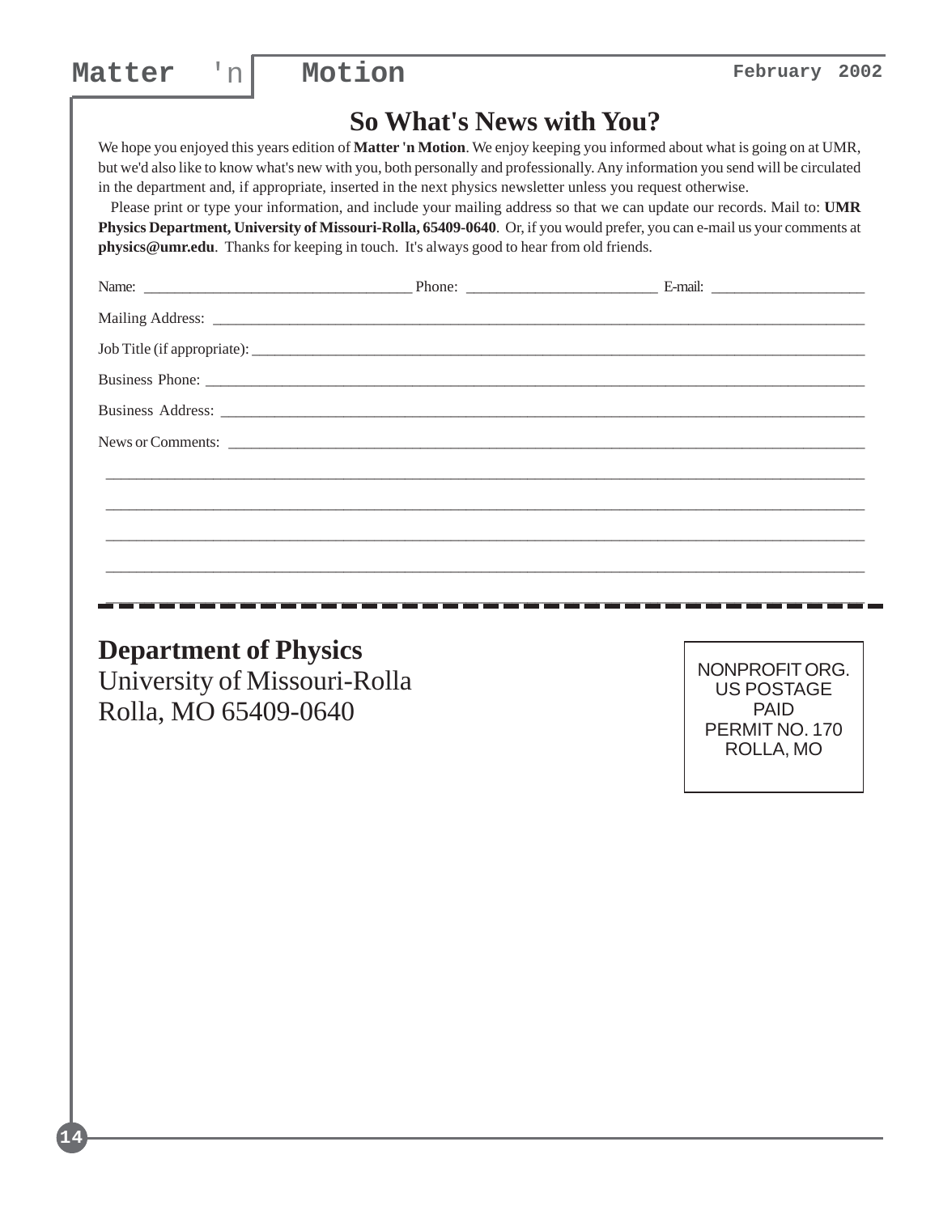## So What's News with You?

We hope you enjoyed this years edition of **Matter 'n Motion**. We enjoy keeping you informed about what is going on at UMR, but we'd also like to know what's new with you, both personally and professionally. Any information you send will be circulated in the department and, if appropriate, inserted in the next physics newsletter unless you request otherwise.

Please print or type your information, and include your mailing address so that we can update our records. Mail to: **UMR Physics Department, University of Missouri-Rolla, 65409-0640**. Or, if you would prefer, you can e-mail us your comments at **physics@umr.edu**. Thanks for keeping in touch. It's always good to hear from old friends.

Name: ___________________________________ Phone: _________________________ E-mail: _____________________

Mailing Address: ______________________________________________________________________________

Job Title (if appropriate): ________________________________________________________________________

Business Phone: _______________________________________________________________________________

Business Address: _____________________________________________________________________________

News or Comments: ____________________________________________________________________________

_______________________________________________________________________________________________

_______________________________________________________________________________________________

_______________________________________________________________________________________________

_______________________________________________________________________________________________

**Department of Physics**
University of Missouri-Rolla
Rolla, MO 65409-0640

NONPROFIT ORG.
US POSTAGE
PAID
PERMIT NO. 170
ROLLA, MO